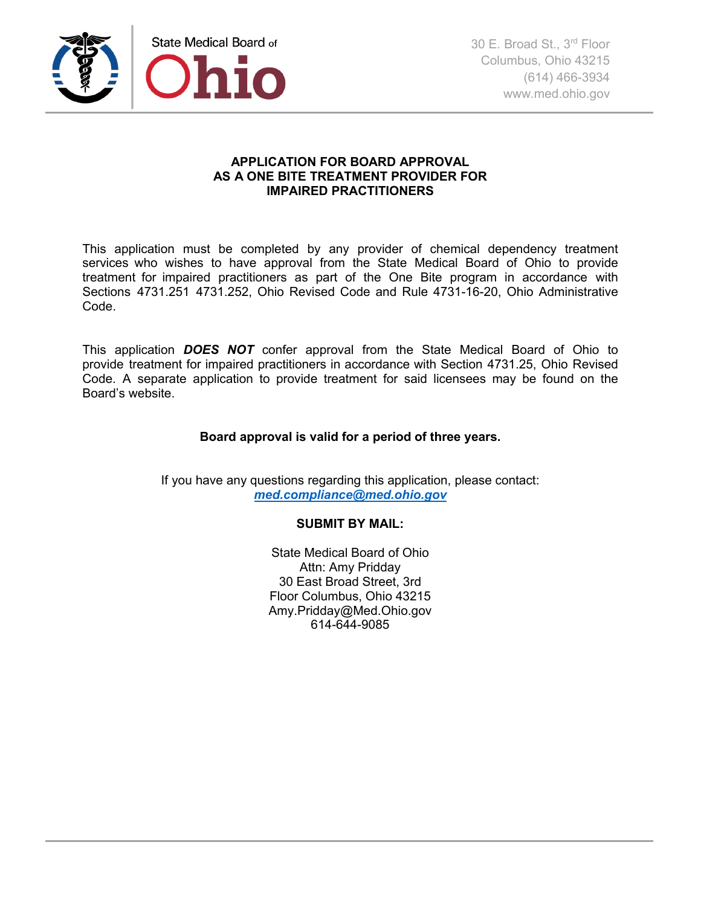State Medical Board of Ohio

30 E. Broad St., 3rd Floor
Columbus, Ohio 43215
(614) 466-3934
www.med.ohio.gov

## APPLICATION FOR BOARD APPROVAL AS A ONE BITE TREATMENT PROVIDER FOR IMPAIRED PRACTITIONERS

This application must be completed by any provider of chemical dependency treatment services who wishes to have approval from the State Medical Board of Ohio to provide treatment for impaired practitioners as part of the One Bite program in accordance with Sections 4731.251 4731.252, Ohio Revised Code and Rule 4731-16-20, Ohio Administrative Code.

This application ***DOES NOT*** confer approval from the State Medical Board of Ohio to provide treatment for impaired practitioners in accordance with Section 4731.25, Ohio Revised Code. A separate application to provide treatment for said licensees may be found on the Board's website.

**Board approval is valid for a period of three years.**

If you have any questions regarding this application, please contact:
***med.compliance@med.ohio.gov***

**SUBMIT BY MAIL:**

State Medical Board of Ohio
Attn: Amy Pridday
30 East Broad Street, 3rd
Floor Columbus, Ohio 43215
Amy.Pridday@Med.Ohio.gov
614-644-9085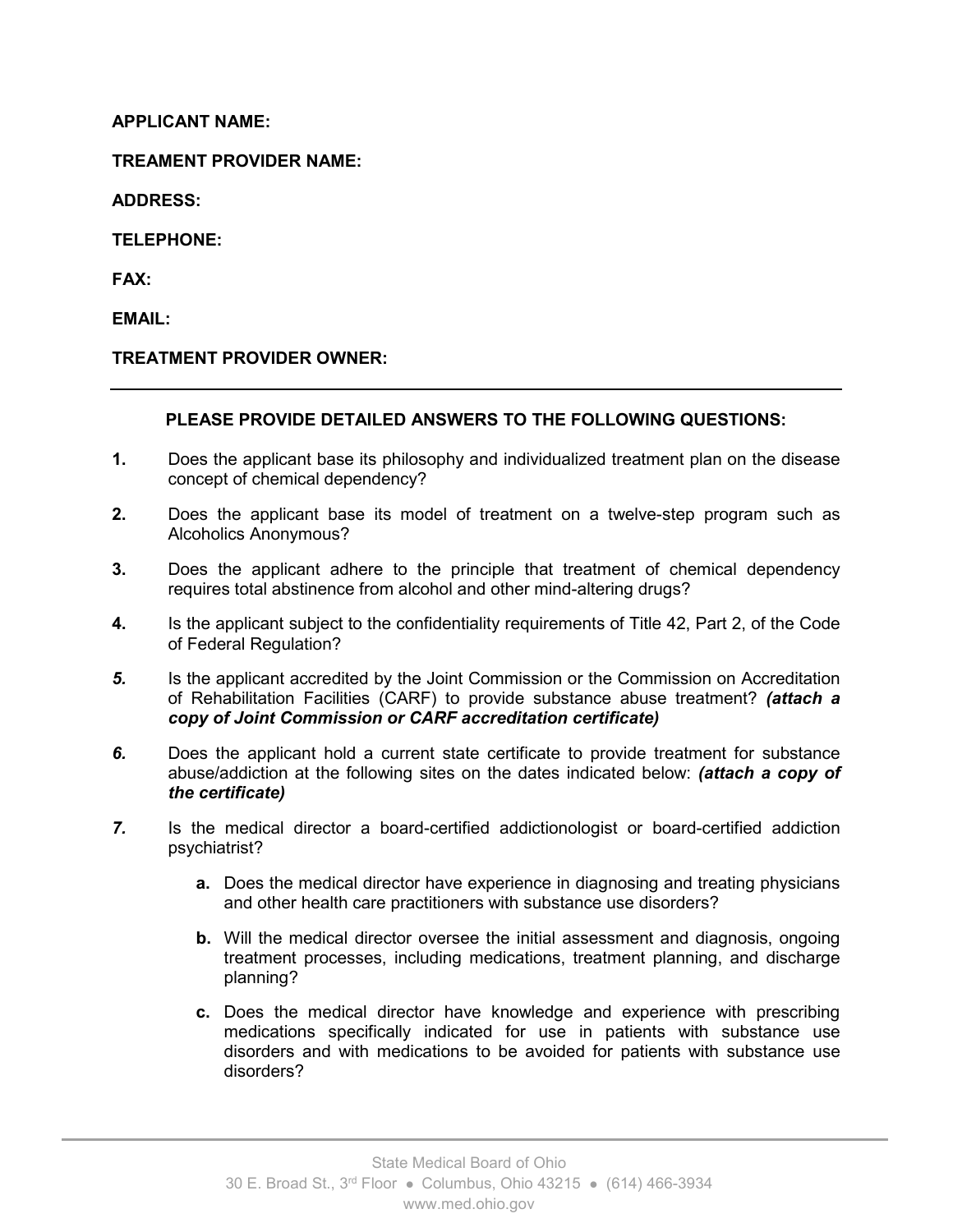**APPLICANT NAME:**

**TREAMENT PROVIDER NAME:**

**ADDRESS:**

**TELEPHONE:**

**FAX:**

**EMAIL:**

**TREATMENT PROVIDER OWNER:**

---

**PLEASE PROVIDE DETAILED ANSWERS TO THE FOLLOWING QUESTIONS:**

**1.** Does the applicant base its philosophy and individualized treatment plan on the disease concept of chemical dependency?

**2.** Does the applicant base its model of treatment on a twelve-step program such as Alcoholics Anonymous?

**3.** Does the applicant adhere to the principle that treatment of chemical dependency requires total abstinence from alcohol and other mind-altering drugs?

**4.** Is the applicant subject to the confidentiality requirements of Title 42, Part 2, of the Code of Federal Regulation?

***5.*** Is the applicant accredited by the Joint Commission or the Commission on Accreditation of Rehabilitation Facilities (CARF) to provide substance abuse treatment? ***(attach a copy of Joint Commission or CARF accreditation certificate)***

***6.*** Does the applicant hold a current state certificate to provide treatment for substance abuse/addiction at the following sites on the dates indicated below: ***(attach a copy of the certificate)***

***7.*** Is the medical director a board-certified addictionologist or board-certified addiction psychiatrist?

- **a.** Does the medical director have experience in diagnosing and treating physicians and other health care practitioners with substance use disorders?
- **b.** Will the medical director oversee the initial assessment and diagnosis, ongoing treatment processes, including medications, treatment planning, and discharge planning?
- **c.** Does the medical director have knowledge and experience with prescribing medications specifically indicated for use in patients with substance use disorders and with medications to be avoided for patients with substance use disorders?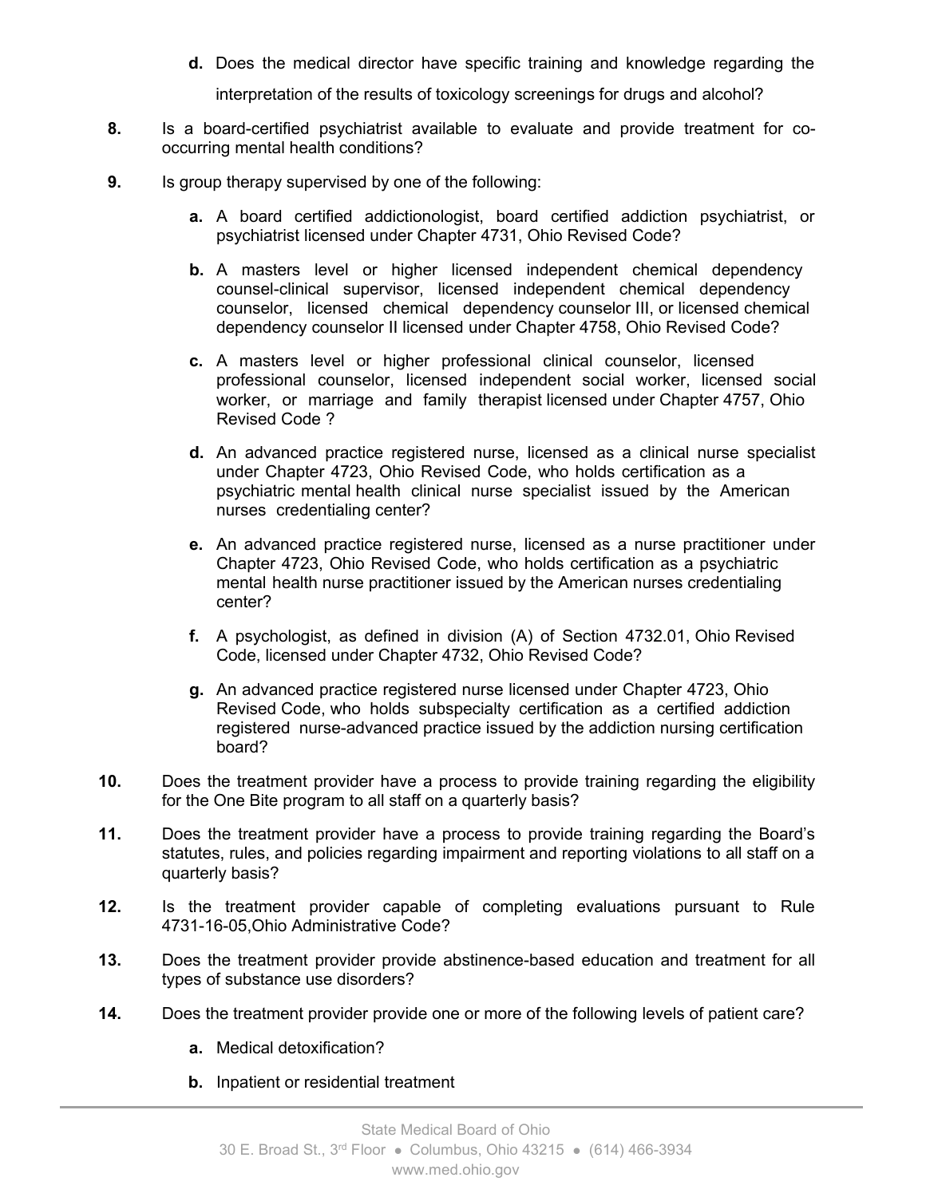d. Does the medical director have specific training and knowledge regarding the interpretation of the results of toxicology screenings for drugs and alcohol?

8. Is a board-certified psychiatrist available to evaluate and provide treatment for co-occurring mental health conditions?

9. Is group therapy supervised by one of the following:

   a. A board certified addictionologist, board certified addiction psychiatrist, or psychiatrist licensed under Chapter 4731, Ohio Revised Code?

   b. A masters level or higher licensed independent chemical dependency counsel-clinical supervisor, licensed independent chemical dependency counselor, licensed chemical dependency counselor III, or licensed chemical dependency counselor II licensed under Chapter 4758, Ohio Revised Code?

   c. A masters level or higher professional clinical counselor, licensed professional counselor, licensed independent social worker, licensed social worker, or marriage and family therapist licensed under Chapter 4757, Ohio Revised Code ?

   d. An advanced practice registered nurse, licensed as a clinical nurse specialist under Chapter 4723, Ohio Revised Code, who holds certification as a psychiatric mental health clinical nurse specialist issued by the American nurses credentialing center?

   e. An advanced practice registered nurse, licensed as a nurse practitioner under Chapter 4723, Ohio Revised Code, who holds certification as a psychiatric mental health nurse practitioner issued by the American nurses credentialing center?

   f. A psychologist, as defined in division (A) of Section 4732.01, Ohio Revised Code, licensed under Chapter 4732, Ohio Revised Code?

   g. An advanced practice registered nurse licensed under Chapter 4723, Ohio Revised Code, who holds subspecialty certification as a certified addiction registered nurse-advanced practice issued by the addiction nursing certification board?

10. Does the treatment provider have a process to provide training regarding the eligibility for the One Bite program to all staff on a quarterly basis?

11. Does the treatment provider have a process to provide training regarding the Board's statutes, rules, and policies regarding impairment and reporting violations to all staff on a quarterly basis?

12. Is the treatment provider capable of completing evaluations pursuant to Rule 4731-16-05,Ohio Administrative Code?

13. Does the treatment provider provide abstinence-based education and treatment for all types of substance use disorders?

14. Does the treatment provider provide one or more of the following levels of patient care?

   a. Medical detoxification?

   b. Inpatient or residential treatment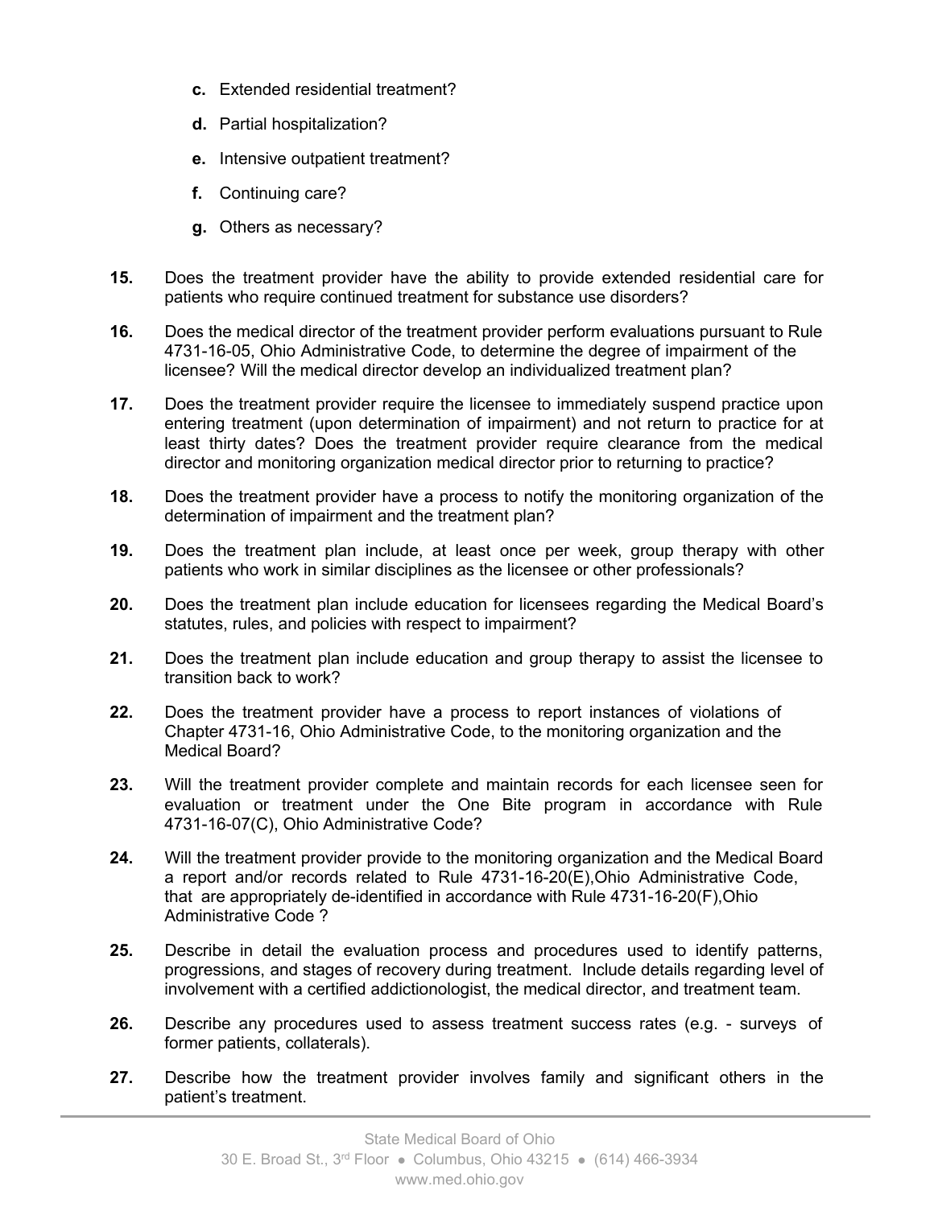c. Extended residential treatment?

d. Partial hospitalization?

e. Intensive outpatient treatment?

f. Continuing care?

g. Others as necessary?

**15.** Does the treatment provider have the ability to provide extended residential care for patients who require continued treatment for substance use disorders?

**16.** Does the medical director of the treatment provider perform evaluations pursuant to Rule 4731-16-05, Ohio Administrative Code, to determine the degree of impairment of the licensee? Will the medical director develop an individualized treatment plan?

**17.** Does the treatment provider require the licensee to immediately suspend practice upon entering treatment (upon determination of impairment) and not return to practice for at least thirty dates? Does the treatment provider require clearance from the medical director and monitoring organization medical director prior to returning to practice?

**18.** Does the treatment provider have a process to notify the monitoring organization of the determination of impairment and the treatment plan?

**19.** Does the treatment plan include, at least once per week, group therapy with other patients who work in similar disciplines as the licensee or other professionals?

**20.** Does the treatment plan include education for licensees regarding the Medical Board's statutes, rules, and policies with respect to impairment?

**21.** Does the treatment plan include education and group therapy to assist the licensee to transition back to work?

**22.** Does the treatment provider have a process to report instances of violations of Chapter 4731-16, Ohio Administrative Code, to the monitoring organization and the Medical Board?

**23.** Will the treatment provider complete and maintain records for each licensee seen for evaluation or treatment under the One Bite program in accordance with Rule 4731-16-07(C), Ohio Administrative Code?

**24.** Will the treatment provider provide to the monitoring organization and the Medical Board a report and/or records related to Rule 4731-16-20(E),Ohio Administrative Code, that are appropriately de-identified in accordance with Rule 4731-16-20(F),Ohio Administrative Code ?

**25.** Describe in detail the evaluation process and procedures used to identify patterns, progressions, and stages of recovery during treatment. Include details regarding level of involvement with a certified addictionologist, the medical director, and treatment team.

**26.** Describe any procedures used to assess treatment success rates (e.g. - surveys of former patients, collaterals).

**27.** Describe how the treatment provider involves family and significant others in the patient's treatment.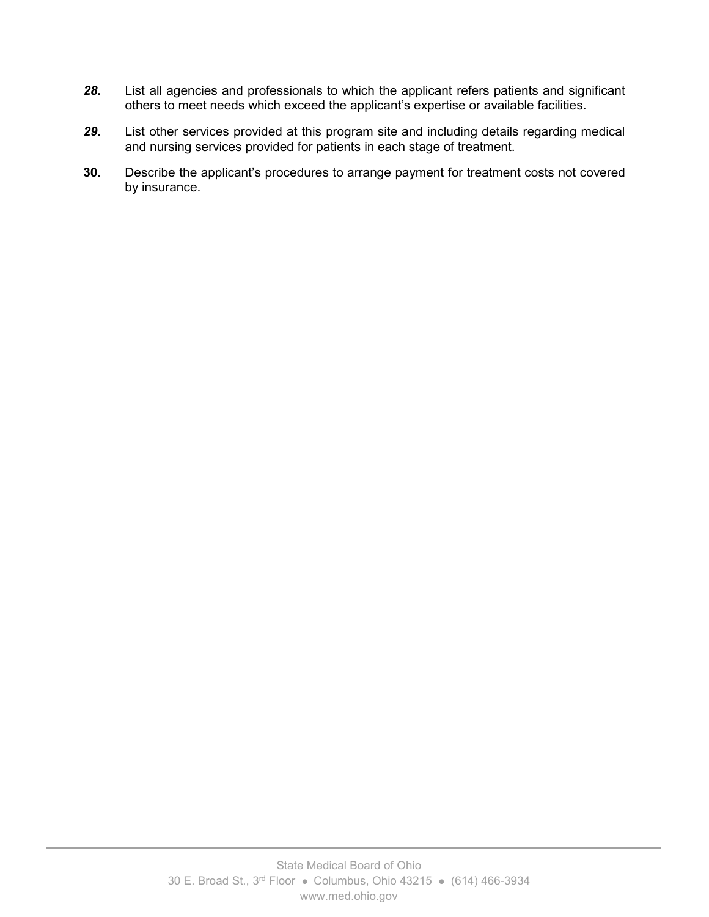***28.*** List all agencies and professionals to which the applicant refers patients and significant others to meet needs which exceed the applicant's expertise or available facilities.

***29.*** List other services provided at this program site and including details regarding medical and nursing services provided for patients in each stage of treatment.

**30.** Describe the applicant's procedures to arrange payment for treatment costs not covered by insurance.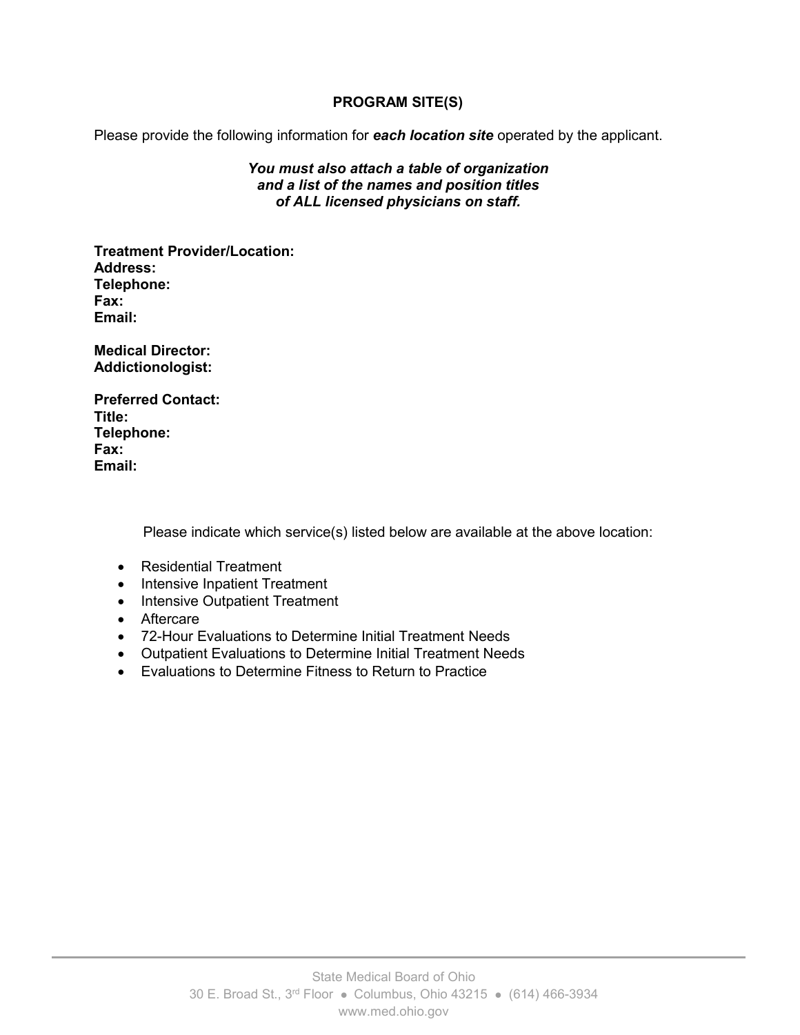## PROGRAM SITE(S)

Please provide the following information for ***each location site*** operated by the applicant.

***You must also attach a table of organization and a list of the names and position titles of ALL licensed physicians on staff.***

**Treatment Provider/Location:**
**Address:**
**Telephone:**
**Fax:**
**Email:**

**Medical Director:**
**Addictionologist:**

**Preferred Contact:**
**Title:**
**Telephone:**
**Fax:**
**Email:**

Please indicate which service(s) listed below are available at the above location:

- Residential Treatment
- Intensive Inpatient Treatment
- Intensive Outpatient Treatment
- Aftercare
- 72-Hour Evaluations to Determine Initial Treatment Needs
- Outpatient Evaluations to Determine Initial Treatment Needs
- Evaluations to Determine Fitness to Return to Practice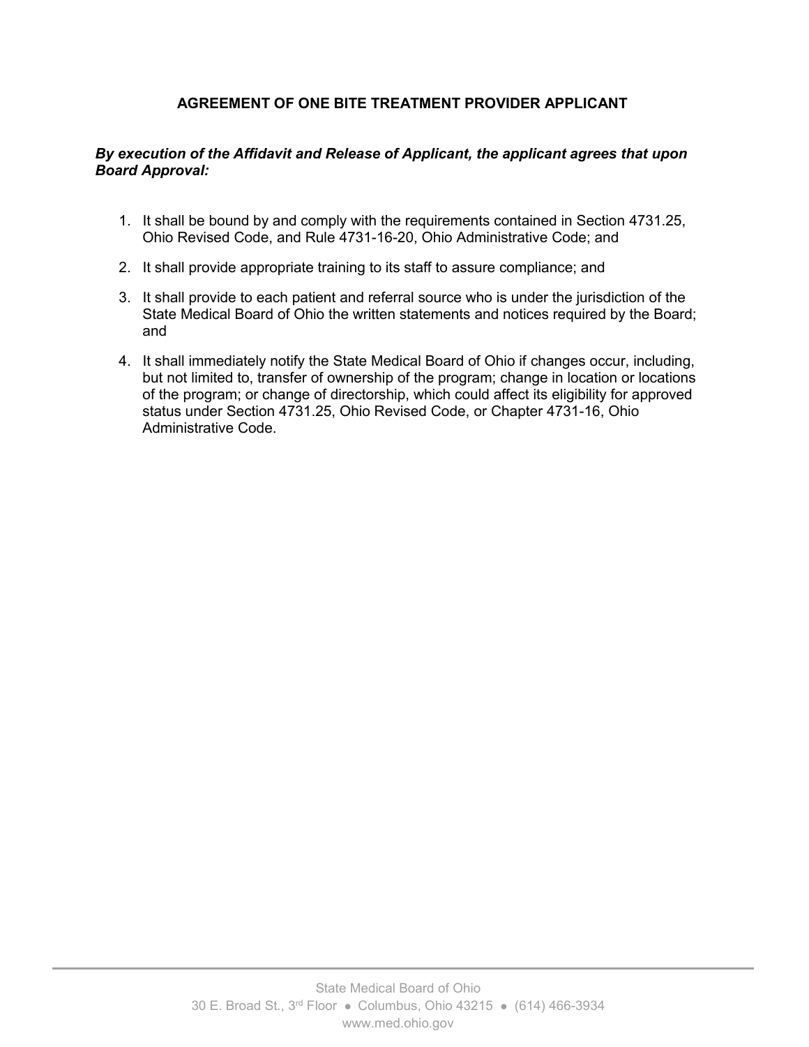**AGREEMENT OF ONE BITE TREATMENT PROVIDER APPLICANT**

***By execution of the Affidavit and Release of Applicant, the applicant agrees that upon Board Approval:***

1. It shall be bound by and comply with the requirements contained in Section 4731.25, Ohio Revised Code, and Rule 4731-16-20, Ohio Administrative Code; and
2. It shall provide appropriate training to its staff to assure compliance; and
3. It shall provide to each patient and referral source who is under the jurisdiction of the State Medical Board of Ohio the written statements and notices required by the Board; and
4. It shall immediately notify the State Medical Board of Ohio if changes occur, including, but not limited to, transfer of ownership of the program; change in location or locations of the program; or change of directorship, which could affect its eligibility for approved status under Section 4731.25, Ohio Revised Code, or Chapter 4731-16, Ohio Administrative Code.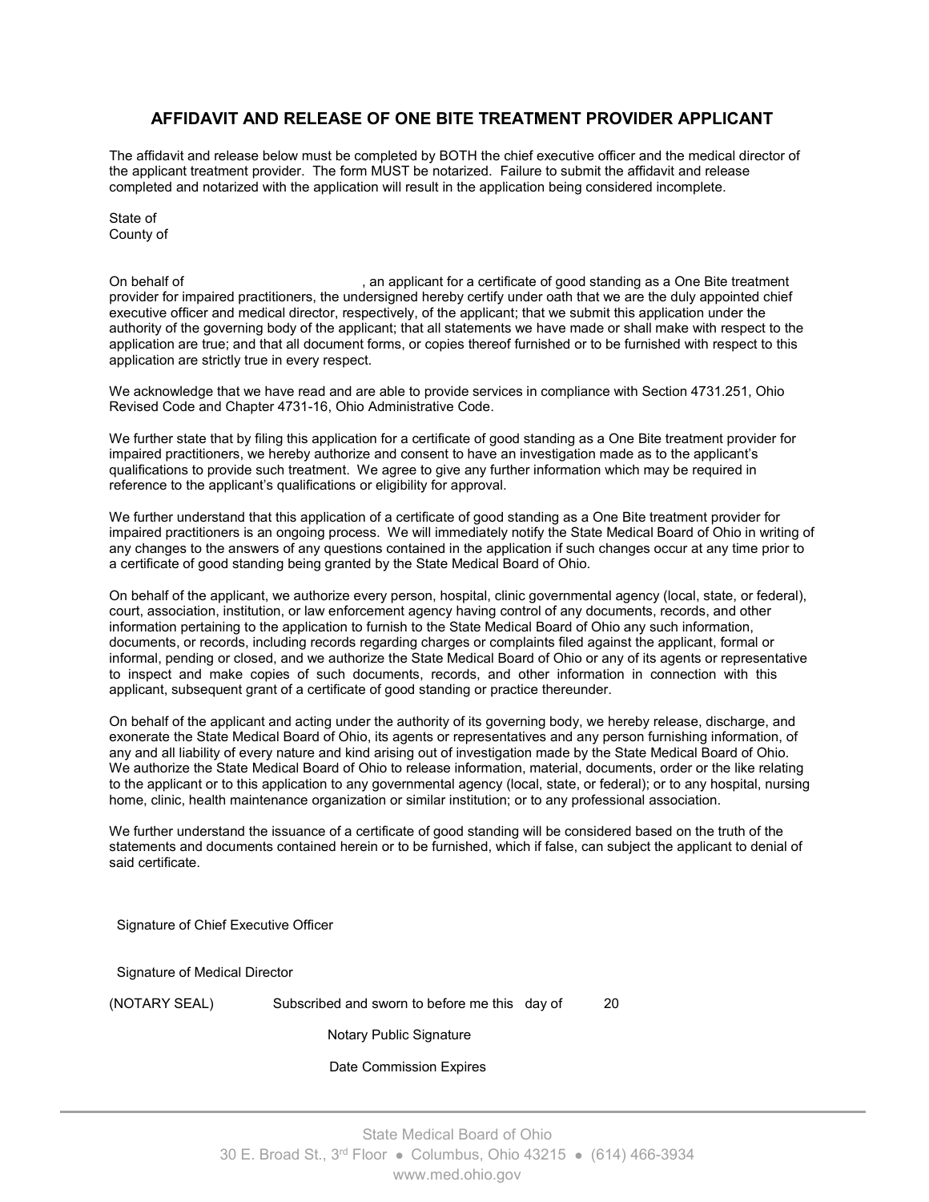## AFFIDAVIT AND RELEASE OF ONE BITE TREATMENT PROVIDER APPLICANT

The affidavit and release below must be completed by BOTH the chief executive officer and the medical director of the applicant treatment provider. The form MUST be notarized. Failure to submit the affidavit and release completed and notarized with the application will result in the application being considered incomplete.

State of
County of

On behalf of , an applicant for a certificate of good standing as a One Bite treatment provider for impaired practitioners, the undersigned hereby certify under oath that we are the duly appointed chief executive officer and medical director, respectively, of the applicant; that we submit this application under the authority of the governing body of the applicant; that all statements we have made or shall make with respect to the application are true; and that all document forms, or copies thereof furnished or to be furnished with respect to this application are strictly true in every respect.

We acknowledge that we have read and are able to provide services in compliance with Section 4731.251, Ohio Revised Code and Chapter 4731-16, Ohio Administrative Code.

We further state that by filing this application for a certificate of good standing as a One Bite treatment provider for impaired practitioners, we hereby authorize and consent to have an investigation made as to the applicant's qualifications to provide such treatment. We agree to give any further information which may be required in reference to the applicant's qualifications or eligibility for approval.

We further understand that this application of a certificate of good standing as a One Bite treatment provider for impaired practitioners is an ongoing process. We will immediately notify the State Medical Board of Ohio in writing of any changes to the answers of any questions contained in the application if such changes occur at any time prior to a certificate of good standing being granted by the State Medical Board of Ohio.

On behalf of the applicant, we authorize every person, hospital, clinic governmental agency (local, state, or federal), court, association, institution, or law enforcement agency having control of any documents, records, and other information pertaining to the application to furnish to the State Medical Board of Ohio any such information, documents, or records, including records regarding charges or complaints filed against the applicant, formal or informal, pending or closed, and we authorize the State Medical Board of Ohio or any of its agents or representative to inspect and make copies of such documents, records, and other information in connection with this applicant, subsequent grant of a certificate of good standing or practice thereunder.

On behalf of the applicant and acting under the authority of its governing body, we hereby release, discharge, and exonerate the State Medical Board of Ohio, its agents or representatives and any person furnishing information, of any and all liability of every nature and kind arising out of investigation made by the State Medical Board of Ohio. We authorize the State Medical Board of Ohio to release information, material, documents, order or the like relating to the applicant or to this application to any governmental agency (local, state, or federal); or to any hospital, nursing home, clinic, health maintenance organization or similar institution; or to any professional association.

We further understand the issuance of a certificate of good standing will be considered based on the truth of the statements and documents contained herein or to be furnished, which if false, can subject the applicant to denial of said certificate.

Signature of Chief Executive Officer

Signature of Medical Director

(NOTARY SEAL) Subscribed and sworn to before me this day of 20

Notary Public Signature

Date Commission Expires

State Medical Board of Ohio
30 E. Broad St., 3rd Floor ● Columbus, Ohio 43215 ● (614) 466-3934
www.med.ohio.gov